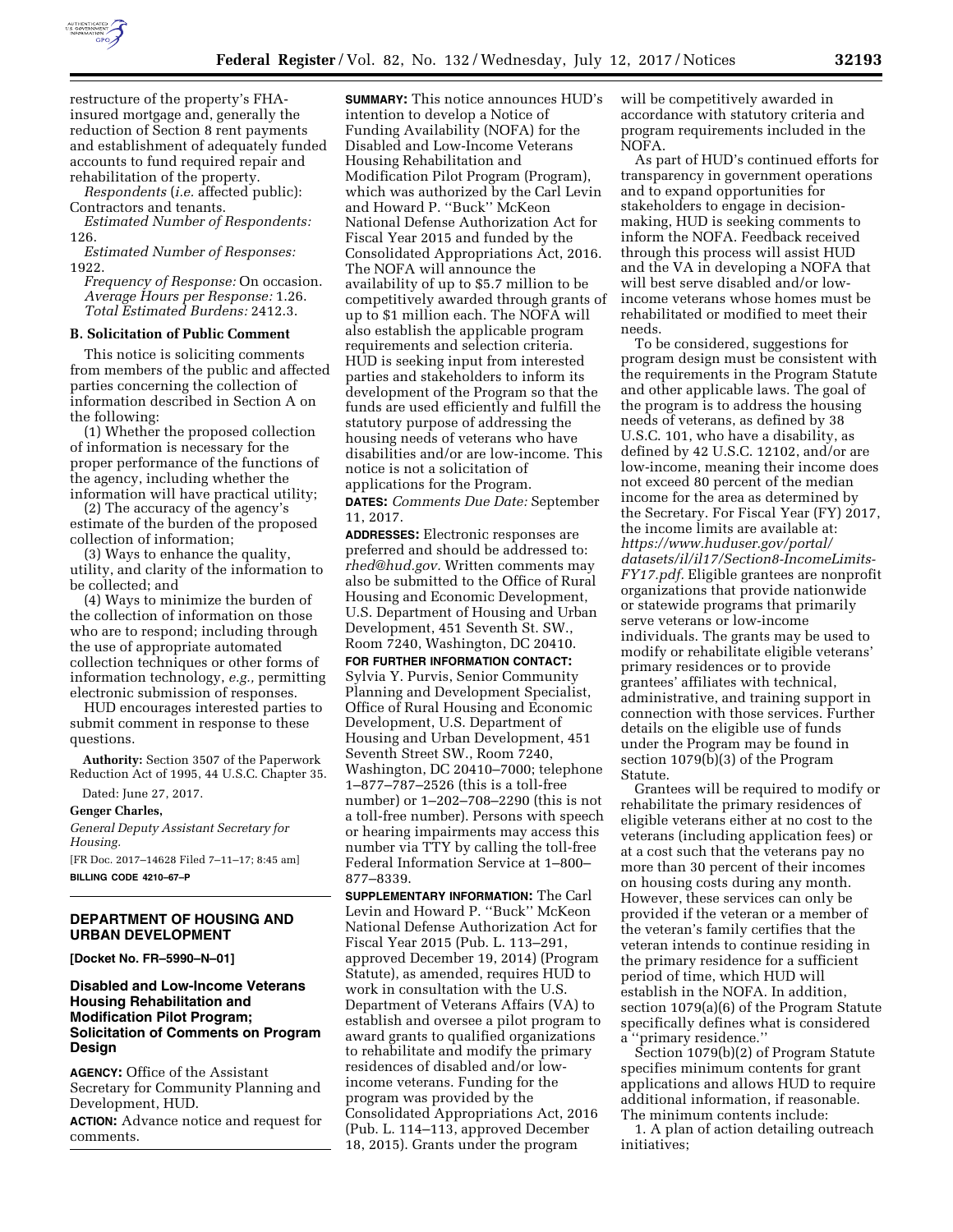restructure of the property's FHA-insured mortgage and, generally the reduction of Section 8 rent payments and establishment of adequately funded accounts to fund required repair and rehabilitation of the property.

*Respondents* (*i.e.* affected public): Contractors and tenants.

*Estimated Number of Respondents:* 126.

*Estimated Number of Responses:* 1922.

*Frequency of Response:* On occasion.

*Average Hours per Response:* 1.26.

*Total Estimated Burdens:* 2412.3.

### B. Solicitation of Public Comment

This notice is soliciting comments from members of the public and affected parties concerning the collection of information described in Section A on the following:

(1) Whether the proposed collection of information is necessary for the proper performance of the functions of the agency, including whether the information will have practical utility;

(2) The accuracy of the agency's estimate of the burden of the proposed collection of information;

(3) Ways to enhance the quality, utility, and clarity of the information to be collected; and

(4) Ways to minimize the burden of the collection of information on those who are to respond; including through the use of appropriate automated collection techniques or other forms of information technology, *e.g.,* permitting electronic submission of responses.

HUD encourages interested parties to submit comment in response to these questions.

**Authority:** Section 3507 of the Paperwork Reduction Act of 1995, 44 U.S.C. Chapter 35.

Dated: June 27, 2017.

**Genger Charles,**

*General Deputy Assistant Secretary for Housing.*

[FR Doc. 2017–14628 Filed 7–11–17; 8:45 am]

**BILLING CODE 4210–67–P**

## DEPARTMENT OF HOUSING AND URBAN DEVELOPMENT

**[Docket No. FR–5990–N–01]**

## Disabled and Low-Income Veterans Housing Rehabilitation and Modification Pilot Program; Solicitation of Comments on Program Design

**AGENCY:** Office of the Assistant Secretary for Community Planning and Development, HUD.

**ACTION:** Advance notice and request for comments.

**SUMMARY:** This notice announces HUD's intention to develop a Notice of Funding Availability (NOFA) for the Disabled and Low-Income Veterans Housing Rehabilitation and Modification Pilot Program (Program), which was authorized by the Carl Levin and Howard P. ''Buck'' McKeon National Defense Authorization Act for Fiscal Year 2015 and funded by the Consolidated Appropriations Act, 2016. The NOFA will announce the availability of up to $5.7 million to be competitively awarded through grants of up to $1 million each. The NOFA will also establish the applicable program requirements and selection criteria. HUD is seeking input from interested parties and stakeholders to inform its development of the Program so that the funds are used efficiently and fulfill the statutory purpose of addressing the housing needs of veterans who have disabilities and/or are low-income. This notice is not a solicitation of applications for the Program.

**DATES:** *Comments Due Date:* September 11, 2017.

**ADDRESSES:** Electronic responses are preferred and should be addressed to: *rhed@hud.gov.* Written comments may also be submitted to the Office of Rural Housing and Economic Development, U.S. Department of Housing and Urban Development, 451 Seventh St. SW., Room 7240, Washington, DC 20410.

**FOR FURTHER INFORMATION CONTACT:** Sylvia Y. Purvis, Senior Community Planning and Development Specialist, Office of Rural Housing and Economic Development, U.S. Department of Housing and Urban Development, 451 Seventh Street SW., Room 7240, Washington, DC 20410–7000; telephone 1–877–787–2526 (this is a toll-free number) or 1–202–708–2290 (this is not a toll-free number). Persons with speech or hearing impairments may access this number via TTY by calling the toll-free Federal Information Service at 1–800–877–8339.

**SUPPLEMENTARY INFORMATION:** The Carl Levin and Howard P. ''Buck'' McKeon National Defense Authorization Act for Fiscal Year 2015 (Pub. L. 113–291, approved December 19, 2014) (Program Statute), as amended, requires HUD to work in consultation with the U.S. Department of Veterans Affairs (VA) to establish and oversee a pilot program to award grants to qualified organizations to rehabilitate and modify the primary residences of disabled and/or low-income veterans. Funding for the program was provided by the Consolidated Appropriations Act, 2016 (Pub. L. 114–113, approved December 18, 2015). Grants under the program will be competitively awarded in accordance with statutory criteria and program requirements included in the NOFA.

As part of HUD's continued efforts for transparency in government operations and to expand opportunities for stakeholders to engage in decision-making, HUD is seeking comments to inform the NOFA. Feedback received through this process will assist HUD and the VA in developing a NOFA that will best serve disabled and/or low-income veterans whose homes must be rehabilitated or modified to meet their needs.

To be considered, suggestions for program design must be consistent with the requirements in the Program Statute and other applicable laws. The goal of the program is to address the housing needs of veterans, as defined by 38 U.S.C. 101, who have a disability, as defined by 42 U.S.C. 12102, and/or are low-income, meaning their income does not exceed 80 percent of the median income for the area as determined by the Secretary. For Fiscal Year (FY) 2017, the income limits are available at: *https://www.huduser.gov/portal/datasets/il/il17/Section8-IncomeLimits-FY17.pdf.* Eligible grantees are nonprofit organizations that provide nationwide or statewide programs that primarily serve veterans or low-income individuals. The grants may be used to modify or rehabilitate eligible veterans' primary residences or to provide grantees' affiliates with technical, administrative, and training support in connection with those services. Further details on the eligible use of funds under the Program may be found in section 1079(b)(3) of the Program Statute.

Grantees will be required to modify or rehabilitate the primary residences of eligible veterans either at no cost to the veterans (including application fees) or at a cost such that the veterans pay no more than 30 percent of their incomes on housing costs during any month. However, these services can only be provided if the veteran or a member of the veteran's family certifies that the veteran intends to continue residing in the primary residence for a sufficient period of time, which HUD will establish in the NOFA. In addition, section 1079(a)(6) of the Program Statute specifically defines what is considered a ''primary residence.''

Section 1079(b)(2) of Program Statute specifies minimum contents for grant applications and allows HUD to require additional information, if reasonable. The minimum contents include:

1. A plan of action detailing outreach initiatives;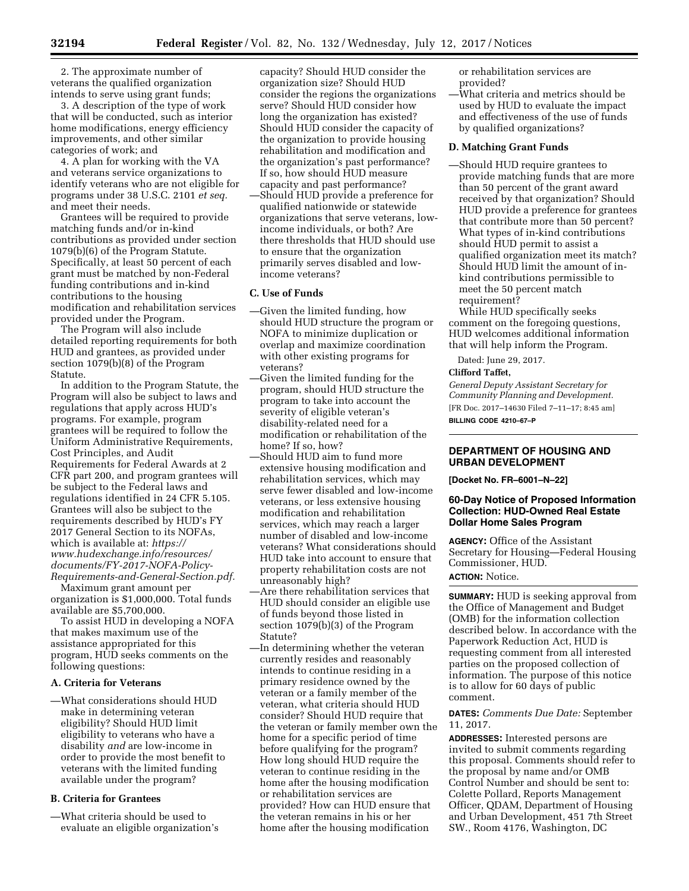2. The approximate number of veterans the qualified organization intends to serve using grant funds;

3. A description of the type of work that will be conducted, such as interior home modifications, energy efficiency improvements, and other similar categories of work; and

4. A plan for working with the VA and veterans service organizations to identify veterans who are not eligible for programs under 38 U.S.C. 2101 *et seq.* and meet their needs.

Grantees will be required to provide matching funds and/or in-kind contributions as provided under section 1079(b)(6) of the Program Statute. Specifically, at least 50 percent of each grant must be matched by non-Federal funding contributions and in-kind contributions to the housing modification and rehabilitation services provided under the Program.

The Program will also include detailed reporting requirements for both HUD and grantees, as provided under section 1079(b)(8) of the Program Statute.

In addition to the Program Statute, the Program will also be subject to laws and regulations that apply across HUD's programs. For example, program grantees will be required to follow the Uniform Administrative Requirements, Cost Principles, and Audit Requirements for Federal Awards at 2 CFR part 200, and program grantees will be subject to the Federal laws and regulations identified in 24 CFR 5.105. Grantees will also be subject to the requirements described by HUD's FY 2017 General Section to its NOFAs, which is available at: *https://www.hudexchange.info/resources/documents/FY-2017-NOFA-Policy-Requirements-and-General-Section.pdf.*

Maximum grant amount per organization is $1,000,000. Total funds available are $5,700,000.

To assist HUD in developing a NOFA that makes maximum use of the assistance appropriated for this program, HUD seeks comments on the following questions:

## A. Criteria for Veterans

—What considerations should HUD make in determining veteran eligibility? Should HUD limit eligibility to veterans who have a disability *and* are low-income in order to provide the most benefit to veterans with the limited funding available under the program?

## B. Criteria for Grantees

—What criteria should be used to evaluate an eligible organization's capacity? Should HUD consider the organization size? Should HUD consider the regions the organizations serve? Should HUD consider how long the organization has existed? Should HUD consider the capacity of the organization to provide housing rehabilitation and modification and the organization's past performance? If so, how should HUD measure capacity and past performance?

—Should HUD provide a preference for qualified nationwide or statewide organizations that serve veterans, low-income individuals, or both? Are there thresholds that HUD should use to ensure that the organization primarily serves disabled and low-income veterans?

## C. Use of Funds

—Given the limited funding, how should HUD structure the program or NOFA to minimize duplication or overlap and maximize coordination with other existing programs for veterans?

—Given the limited funding for the program, should HUD structure the program to take into account the severity of eligible veteran's disability-related need for a modification or rehabilitation of the home? If so, how?

—Should HUD aim to fund more extensive housing modification and rehabilitation services, which may serve fewer disabled and low-income veterans, or less extensive housing modification and rehabilitation services, which may reach a larger number of disabled and low-income veterans? What considerations should HUD take into account to ensure that property rehabilitation costs are not unreasonably high?

—Are there rehabilitation services that HUD should consider an eligible use of funds beyond those listed in section 1079(b)(3) of the Program Statute?

—In determining whether the veteran currently resides and reasonably intends to continue residing in a primary residence owned by the veteran or a family member of the veteran, what criteria should HUD consider? Should HUD require that the veteran or family member own the home for a specific period of time before qualifying for the program? How long should HUD require the veteran to continue residing in the home after the housing modification or rehabilitation services are provided? How can HUD ensure that the veteran remains in his or her home after the housing modification or rehabilitation services are provided?

—What criteria and metrics should be used by HUD to evaluate the impact and effectiveness of the use of funds by qualified organizations?

## D. Matching Grant Funds

—Should HUD require grantees to provide matching funds that are more than 50 percent of the grant award received by that organization? Should HUD provide a preference for grantees that contribute more than 50 percent? What types of in-kind contributions should HUD permit to assist a qualified organization meet its match? Should HUD limit the amount of in-kind contributions permissible to meet the 50 percent match requirement?

While HUD specifically seeks comment on the foregoing questions, HUD welcomes additional information that will help inform the Program.

Dated: June 29, 2017.

**Clifford Taffet,**

*General Deputy Assistant Secretary for Community Planning and Development.*

[FR Doc. 2017–14630 Filed 7–11–17; 8:45 am]

**BILLING CODE 4210–67–P**

---

# DEPARTMENT OF HOUSING AND URBAN DEVELOPMENT

**[Docket No. FR–6001–N–22]**

## 60-Day Notice of Proposed Information Collection: HUD-Owned Real Estate Dollar Home Sales Program

**AGENCY:** Office of the Assistant Secretary for Housing—Federal Housing Commissioner, HUD.

**ACTION:** Notice.

**SUMMARY:** HUD is seeking approval from the Office of Management and Budget (OMB) for the information collection described below. In accordance with the Paperwork Reduction Act, HUD is requesting comment from all interested parties on the proposed collection of information. The purpose of this notice is to allow for 60 days of public comment.

**DATES:** *Comments Due Date:* September 11, 2017.

**ADDRESSES:** Interested persons are invited to submit comments regarding this proposal. Comments should refer to the proposal by name and/or OMB Control Number and should be sent to: Colette Pollard, Reports Management Officer, QDAM, Department of Housing and Urban Development, 451 7th Street SW., Room 4176, Washington, DC